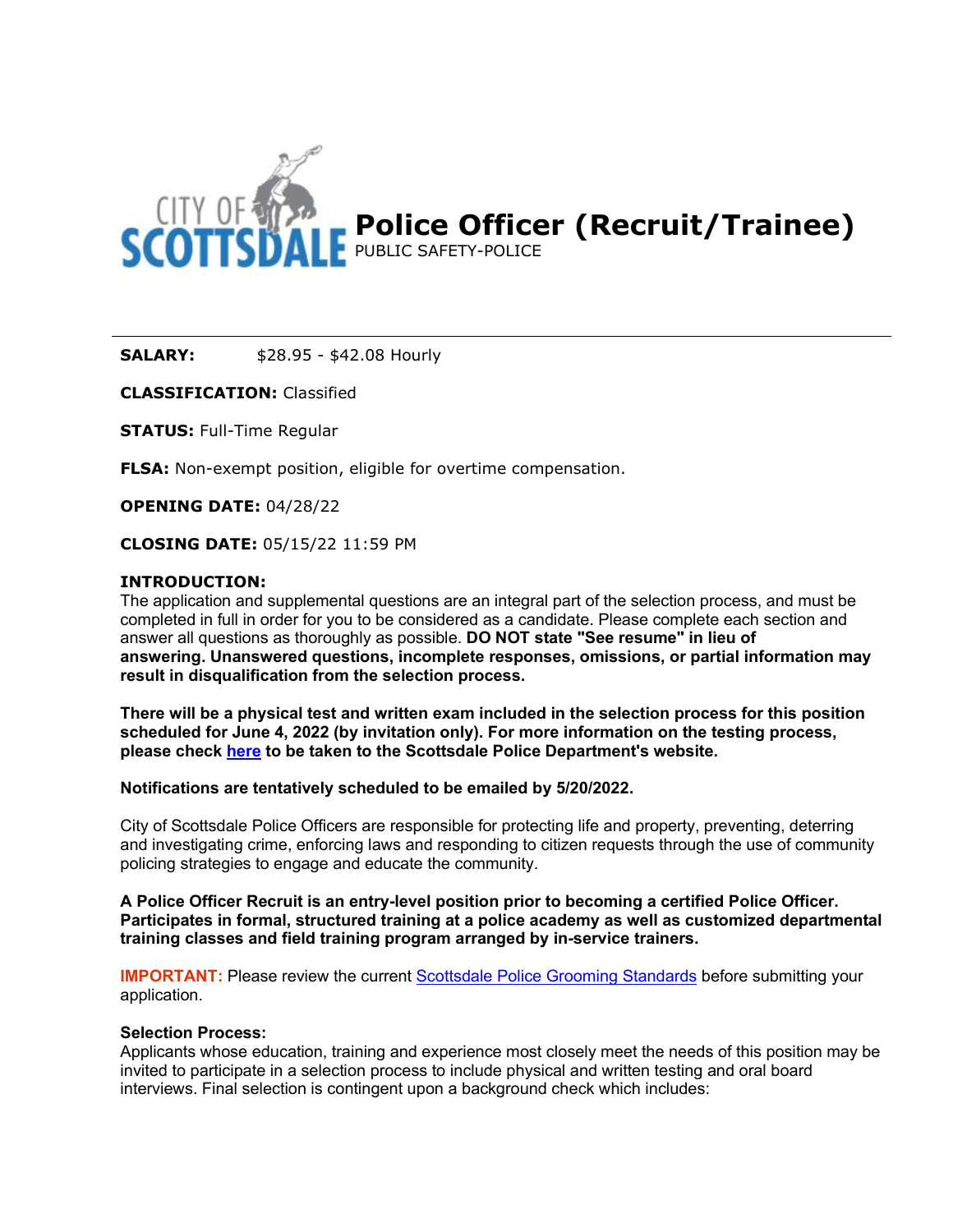# Police Officer (Recruit/Trainee)

PUBLIC SAFETY-POLICE

**SALARY:** $28.95 - $42.08 Hourly

**CLASSIFICATION:** Classified

**STATUS:** Full-Time Regular

**FLSA:** Non-exempt position, eligible for overtime compensation.

**OPENING DATE:** 04/28/22

**CLOSING DATE:** 05/15/22 11:59 PM

**INTRODUCTION:**

The application and supplemental questions are an integral part of the selection process, and must be completed in full in order for you to be considered as a candidate. Please complete each section and answer all questions as thoroughly as possible. **DO NOT state "See resume" in lieu of answering. Unanswered questions, incomplete responses, omissions, or partial information may result in disqualification from the selection process.**

**There will be a physical test and written exam included in the selection process for this position scheduled for June 4, 2022 (by invitation only). For more information on the testing process, please check here to be taken to the Scottsdale Police Department's website.**

**Notifications are tentatively scheduled to be emailed by 5/20/2022.**

City of Scottsdale Police Officers are responsible for protecting life and property, preventing, deterring and investigating crime, enforcing laws and responding to citizen requests through the use of community policing strategies to engage and educate the community.

**A Police Officer Recruit is an entry-level position prior to becoming a certified Police Officer. Participates in formal, structured training at a police academy as well as customized departmental training classes and field training program arranged by in-service trainers.**

**IMPORTANT:** Please review the current Scottsdale Police Grooming Standards before submitting your application.

**Selection Process:**

Applicants whose education, training and experience most closely meet the needs of this position may be invited to participate in a selection process to include physical and written testing and oral board interviews. Final selection is contingent upon a background check which includes: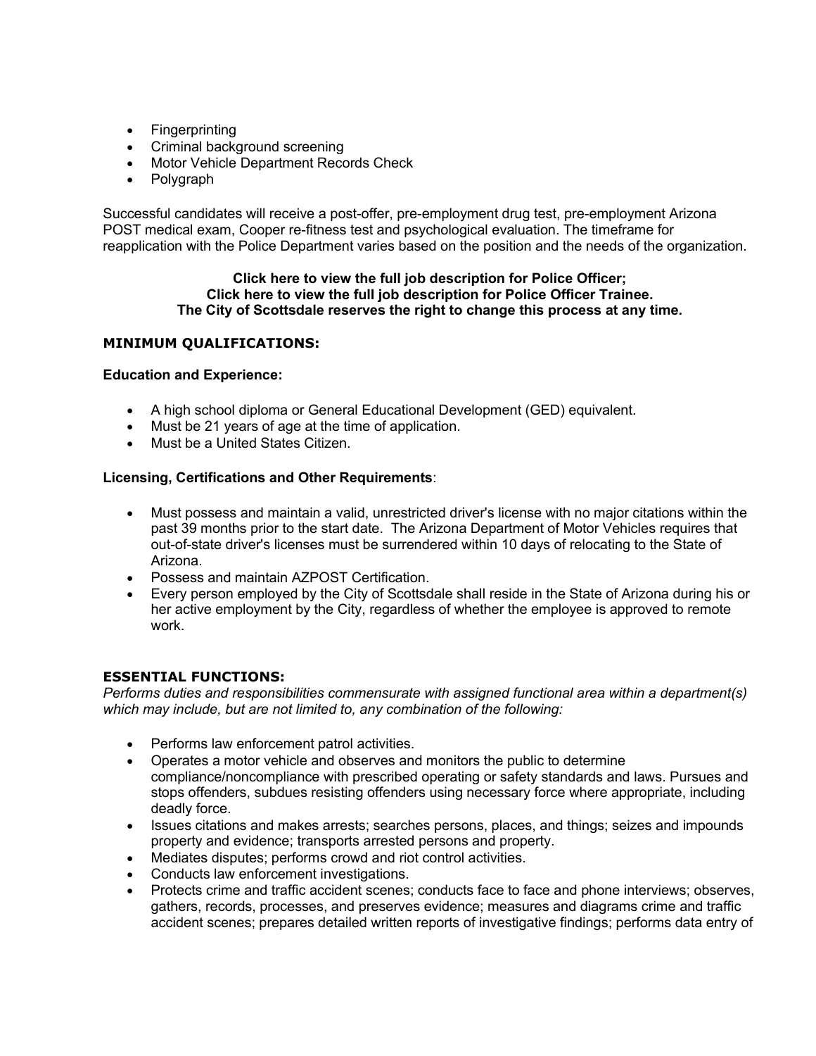- Fingerprinting
- Criminal background screening
- Motor Vehicle Department Records Check
- Polygraph

Successful candidates will receive a post-offer, pre-employment drug test, pre-employment Arizona POST medical exam, Cooper re-fitness test and psychological evaluation. The timeframe for reapplication with the Police Department varies based on the position and the needs of the organization.

**Click here to view the full job description for Police Officer;**
**Click here to view the full job description for Police Officer Trainee.**
**The City of Scottsdale reserves the right to change this process at any time.**

## MINIMUM QUALIFICATIONS:

**Education and Experience:**

- A high school diploma or General Educational Development (GED) equivalent.
- Must be 21 years of age at the time of application.
- Must be a United States Citizen.

**Licensing, Certifications and Other Requirements**:

- Must possess and maintain a valid, unrestricted driver's license with no major citations within the past 39 months prior to the start date. The Arizona Department of Motor Vehicles requires that out-of-state driver's licenses must be surrendered within 10 days of relocating to the State of Arizona.
- Possess and maintain AZPOST Certification.
- Every person employed by the City of Scottsdale shall reside in the State of Arizona during his or her active employment by the City, regardless of whether the employee is approved to remote work.

## ESSENTIAL FUNCTIONS:

*Performs duties and responsibilities commensurate with assigned functional area within a department(s) which may include, but are not limited to, any combination of the following:*

- Performs law enforcement patrol activities.
- Operates a motor vehicle and observes and monitors the public to determine compliance/noncompliance with prescribed operating or safety standards and laws. Pursues and stops offenders, subdues resisting offenders using necessary force where appropriate, including deadly force.
- Issues citations and makes arrests; searches persons, places, and things; seizes and impounds property and evidence; transports arrested persons and property.
- Mediates disputes; performs crowd and riot control activities.
- Conducts law enforcement investigations.
- Protects crime and traffic accident scenes; conducts face to face and phone interviews; observes, gathers, records, processes, and preserves evidence; measures and diagrams crime and traffic accident scenes; prepares detailed written reports of investigative findings; performs data entry of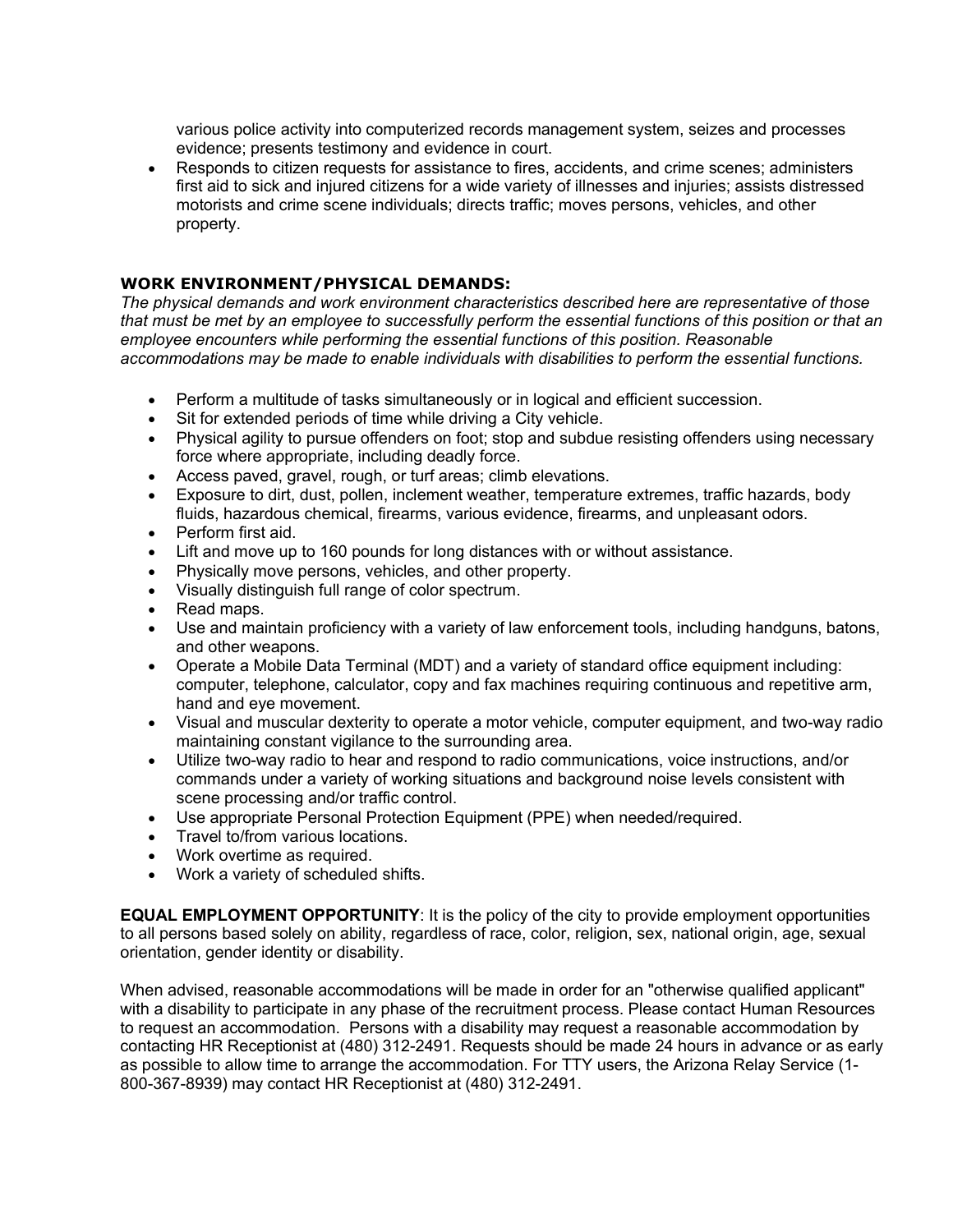various police activity into computerized records management system, seizes and processes evidence; presents testimony and evidence in court.

- Responds to citizen requests for assistance to fires, accidents, and crime scenes; administers first aid to sick and injured citizens for a wide variety of illnesses and injuries; assists distressed motorists and crime scene individuals; directs traffic; moves persons, vehicles, and other property.

**WORK ENVIRONMENT/PHYSICAL DEMANDS:**

*The physical demands and work environment characteristics described here are representative of those that must be met by an employee to successfully perform the essential functions of this position or that an employee encounters while performing the essential functions of this position. Reasonable accommodations may be made to enable individuals with disabilities to perform the essential functions.*

- Perform a multitude of tasks simultaneously or in logical and efficient succession.
- Sit for extended periods of time while driving a City vehicle.
- Physical agility to pursue offenders on foot; stop and subdue resisting offenders using necessary force where appropriate, including deadly force.
- Access paved, gravel, rough, or turf areas; climb elevations.
- Exposure to dirt, dust, pollen, inclement weather, temperature extremes, traffic hazards, body fluids, hazardous chemical, firearms, various evidence, firearms, and unpleasant odors.
- Perform first aid.
- Lift and move up to 160 pounds for long distances with or without assistance.
- Physically move persons, vehicles, and other property.
- Visually distinguish full range of color spectrum.
- Read maps.
- Use and maintain proficiency with a variety of law enforcement tools, including handguns, batons, and other weapons.
- Operate a Mobile Data Terminal (MDT) and a variety of standard office equipment including: computer, telephone, calculator, copy and fax machines requiring continuous and repetitive arm, hand and eye movement.
- Visual and muscular dexterity to operate a motor vehicle, computer equipment, and two-way radio maintaining constant vigilance to the surrounding area.
- Utilize two-way radio to hear and respond to radio communications, voice instructions, and/or commands under a variety of working situations and background noise levels consistent with scene processing and/or traffic control.
- Use appropriate Personal Protection Equipment (PPE) when needed/required.
- Travel to/from various locations.
- Work overtime as required.
- Work a variety of scheduled shifts.

**EQUAL EMPLOYMENT OPPORTUNITY**: It is the policy of the city to provide employment opportunities to all persons based solely on ability, regardless of race, color, religion, sex, national origin, age, sexual orientation, gender identity or disability.

When advised, reasonable accommodations will be made in order for an "otherwise qualified applicant" with a disability to participate in any phase of the recruitment process. Please contact Human Resources to request an accommodation. Persons with a disability may request a reasonable accommodation by contacting HR Receptionist at (480) 312-2491. Requests should be made 24 hours in advance or as early as possible to allow time to arrange the accommodation. For TTY users, the Arizona Relay Service (1-800-367-8939) may contact HR Receptionist at (480) 312-2491.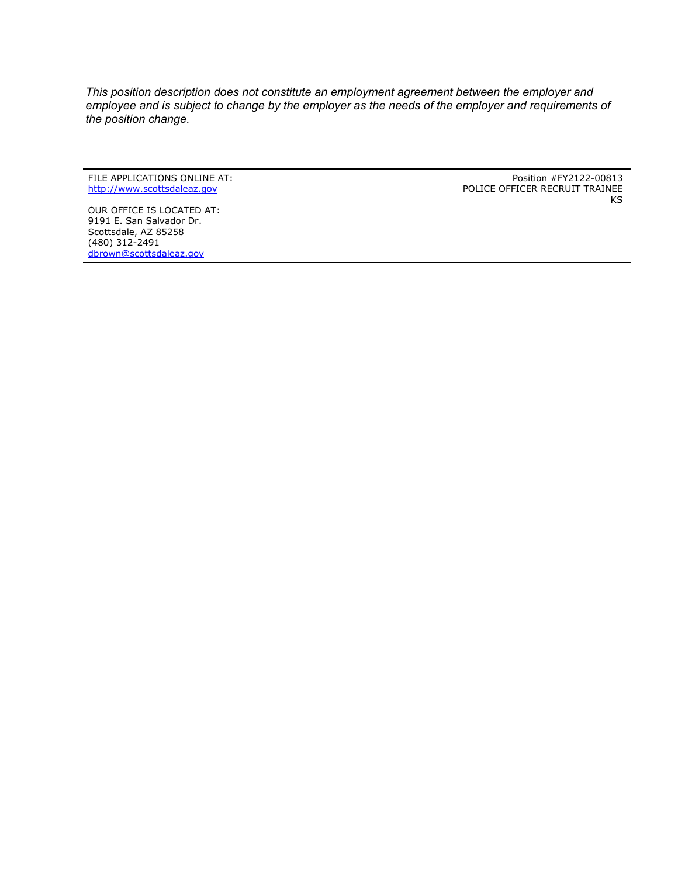*This position description does not constitute an employment agreement between the employer and employee and is subject to change by the employer as the needs of the employer and requirements of the position change.*

---

FILE APPLICATIONS ONLINE AT:
http://www.scottsdaleaz.gov

OUR OFFICE IS LOCATED AT:
9191 E. San Salvador Dr.
Scottsdale, AZ 85258
(480) 312-2491
dbrown@scottsdaleaz.gov

Position #FY2122-00813
POLICE OFFICER RECRUIT TRAINEE
KS

---